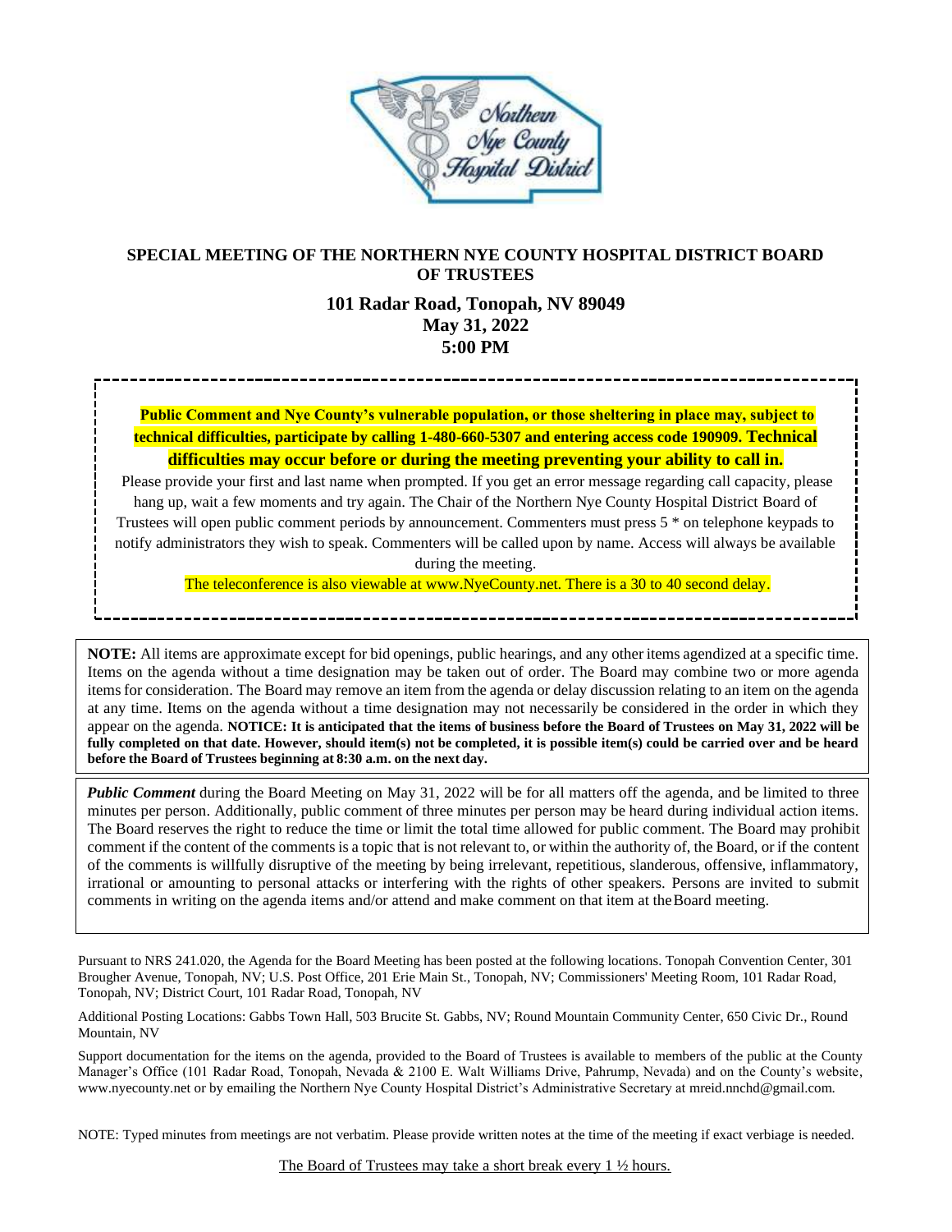## SPECIAL MEETING OF THE NORTHERN NYE COUNTY HOSPITAL DISTRICT BOARD OF TRUSTEES

### 101 Radar Road, Tonopah, NV 89049
### May 31, 2022
### 5:00 PM

**Public Comment and Nye County's vulnerable population, or those sheltering in place may, subject to technical difficulties, participate by calling 1-480-660-5307 and entering access code 190909. Technical difficulties may occur before or during the meeting preventing your ability to call in.**

Please provide your first and last name when prompted. If you get an error message regarding call capacity, please hang up, wait a few moments and try again. The Chair of the Northern Nye County Hospital District Board of Trustees will open public comment periods by announcement. Commenters must press 5 * on telephone keypads to notify administrators they wish to speak. Commenters will be called upon by name. Access will always be available during the meeting.

The teleconference is also viewable at www.NyeCounty.net. There is a 30 to 40 second delay.

**NOTE:** All items are approximate except for bid openings, public hearings, and any other items agendized at a specific time. Items on the agenda without a time designation may be taken out of order. The Board may combine two or more agenda items for consideration. The Board may remove an item from the agenda or delay discussion relating to an item on the agenda at any time. Items on the agenda without a time designation may not necessarily be considered in the order in which they appear on the agenda. **NOTICE: It is anticipated that the items of business before the Board of Trustees on May 31, 2022 will be fully completed on that date. However, should item(s) not be completed, it is possible item(s) could be carried over and be heard before the Board of Trustees beginning at 8:30 a.m. on the next day.**

***Public Comment*** during the Board Meeting on May 31, 2022 will be for all matters off the agenda, and be limited to three minutes per person. Additionally, public comment of three minutes per person may be heard during individual action items. The Board reserves the right to reduce the time or limit the total time allowed for public comment. The Board may prohibit comment if the content of the comments is a topic that is not relevant to, or within the authority of, the Board, or if the content of the comments is willfully disruptive of the meeting by being irrelevant, repetitious, slanderous, offensive, inflammatory, irrational or amounting to personal attacks or interfering with the rights of other speakers. Persons are invited to submit comments in writing on the agenda items and/or attend and make comment on that item at the Board meeting.

Pursuant to NRS 241.020, the Agenda for the Board Meeting has been posted at the following locations. Tonopah Convention Center, 301 Brougher Avenue, Tonopah, NV; U.S. Post Office, 201 Erie Main St., Tonopah, NV; Commissioners' Meeting Room, 101 Radar Road, Tonopah, NV; District Court, 101 Radar Road, Tonopah, NV

Additional Posting Locations: Gabbs Town Hall, 503 Brucite St. Gabbs, NV; Round Mountain Community Center, 650 Civic Dr., Round Mountain, NV

Support documentation for the items on the agenda, provided to the Board of Trustees is available to members of the public at the County Manager's Office (101 Radar Road, Tonopah, Nevada & 2100 E. Walt Williams Drive, Pahrump, Nevada) and on the County's website, www.nyecounty.net or by emailing the Northern Nye County Hospital District's Administrative Secretary at mreid.nnchd@gmail.com.

NOTE: Typed minutes from meetings are not verbatim. Please provide written notes at the time of the meeting if exact verbiage is needed.

The Board of Trustees may take a short break every 1 ½ hours.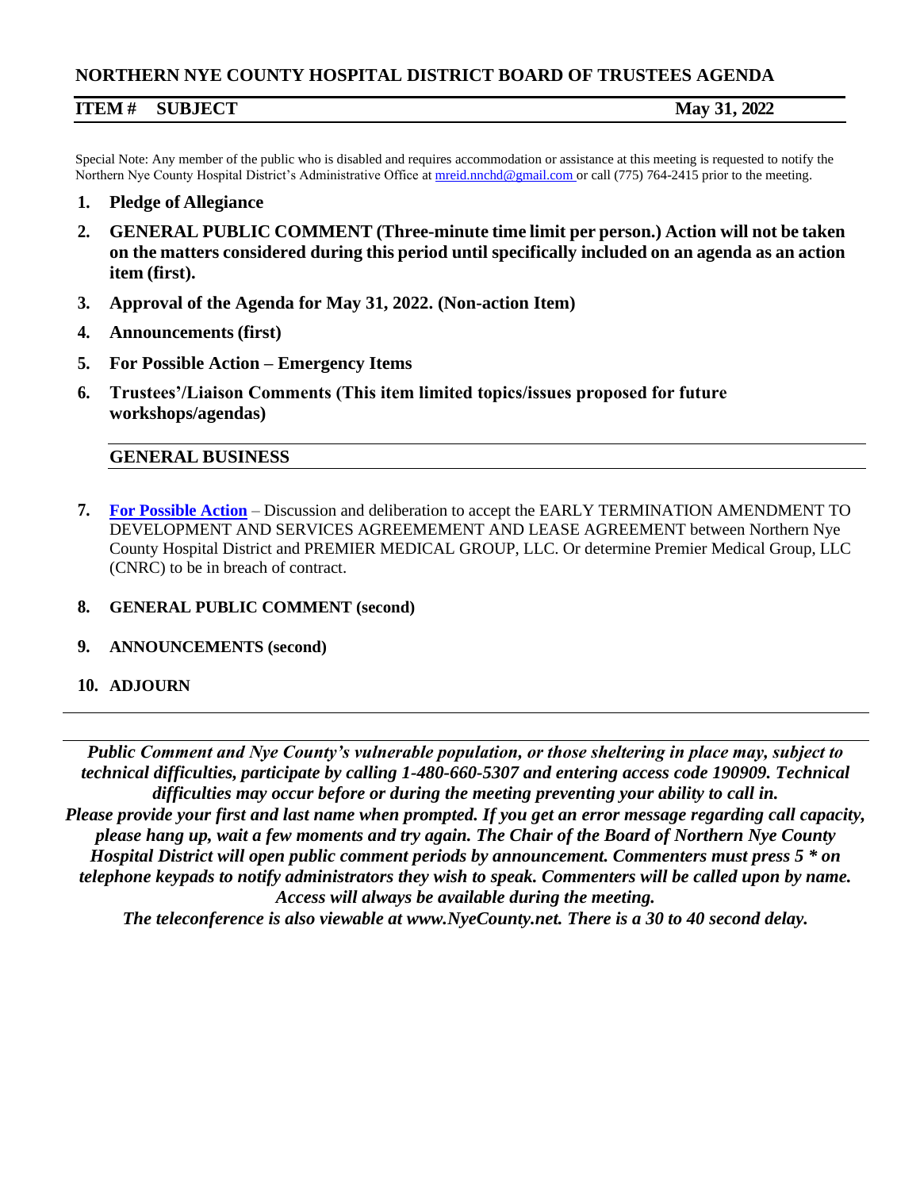## NORTHERN NYE COUNTY HOSPITAL DISTRICT BOARD OF TRUSTEES AGENDA

**ITEM # SUBJECT** **May 31, 2022**

Special Note: Any member of the public who is disabled and requires accommodation or assistance at this meeting is requested to notify the Northern Nye County Hospital District's Administrative Office at mreid.nnchd@gmail.com or call (775) 764-2415 prior to the meeting.

1. **Pledge of Allegiance**
2. **GENERAL PUBLIC COMMENT (Three-minute time limit per person.) Action will not be taken on the matters considered during this period until specifically included on an agenda as an action item (first).**
3. **Approval of the Agenda for May 31, 2022. (Non-action Item)**
4. **Announcements (first)**
5. **For Possible Action – Emergency Items**
6. **Trustees'/Liaison Comments (This item limited topics/issues proposed for future workshops/agendas)**

### GENERAL BUSINESS

7. **For Possible Action** – Discussion and deliberation to accept the EARLY TERMINATION AMENDMENT TO DEVELOPMENT AND SERVICES AGREEMEMENT AND LEASE AGREEMENT between Northern Nye County Hospital District and PREMIER MEDICAL GROUP, LLC. Or determine Premier Medical Group, LLC (CNRC) to be in breach of contract.
8. **GENERAL PUBLIC COMMENT (second)**
9. **ANNOUNCEMENTS (second)**
10. **ADJOURN**

***Public Comment and Nye County's vulnerable population, or those sheltering in place may, subject to technical difficulties, participate by calling 1-480-660-5307 and entering access code 190909. Technical difficulties may occur before or during the meeting preventing your ability to call in. Please provide your first and last name when prompted. If you get an error message regarding call capacity, please hang up, wait a few moments and try again. The Chair of the Board of Northern Nye County Hospital District will open public comment periods by announcement. Commenters must press 5 * on telephone keypads to notify administrators they wish to speak. Commenters will be called upon by name. Access will always be available during the meeting.***

***The teleconference is also viewable at www.NyeCounty.net. There is a 30 to 40 second delay.***